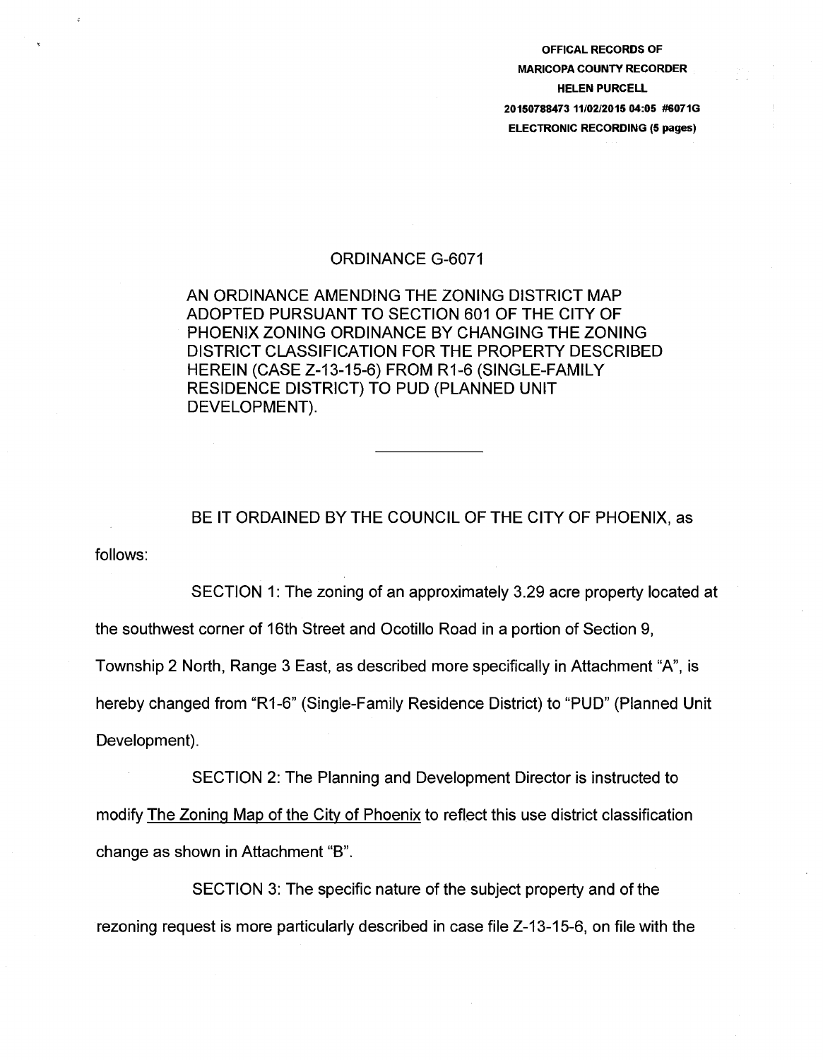OFFICAL RECORDS OF
MARICOPA COUNTY RECORDER
HELEN PURCELL
20150788473 11/02/2015 04:05 #6071G
ELECTRONIC RECORDING (5 pages)

# ORDINANCE G-6071

AN ORDINANCE AMENDING THE ZONING DISTRICT MAP ADOPTED PURSUANT TO SECTION 601 OF THE CITY OF PHOENIX ZONING ORDINANCE BY CHANGING THE ZONING DISTRICT CLASSIFICATION FOR THE PROPERTY DESCRIBED HEREIN (CASE Z-13-15-6) FROM R1-6 (SINGLE-FAMILY RESIDENCE DISTRICT) TO PUD (PLANNED UNIT DEVELOPMENT).

---

BE IT ORDAINED BY THE COUNCIL OF THE CITY OF PHOENIX, as follows:

SECTION 1: The zoning of an approximately 3.29 acre property located at the southwest corner of 16th Street and Ocotillo Road in a portion of Section 9, Township 2 North, Range 3 East, as described more specifically in Attachment "A", is hereby changed from "R1-6" (Single-Family Residence District) to "PUD" (Planned Unit Development).

SECTION 2: The Planning and Development Director is instructed to modify The Zoning Map of the City of Phoenix to reflect this use district classification change as shown in Attachment "B".

SECTION 3: The specific nature of the subject property and of the rezoning request is more particularly described in case file Z-13-15-6, on file with the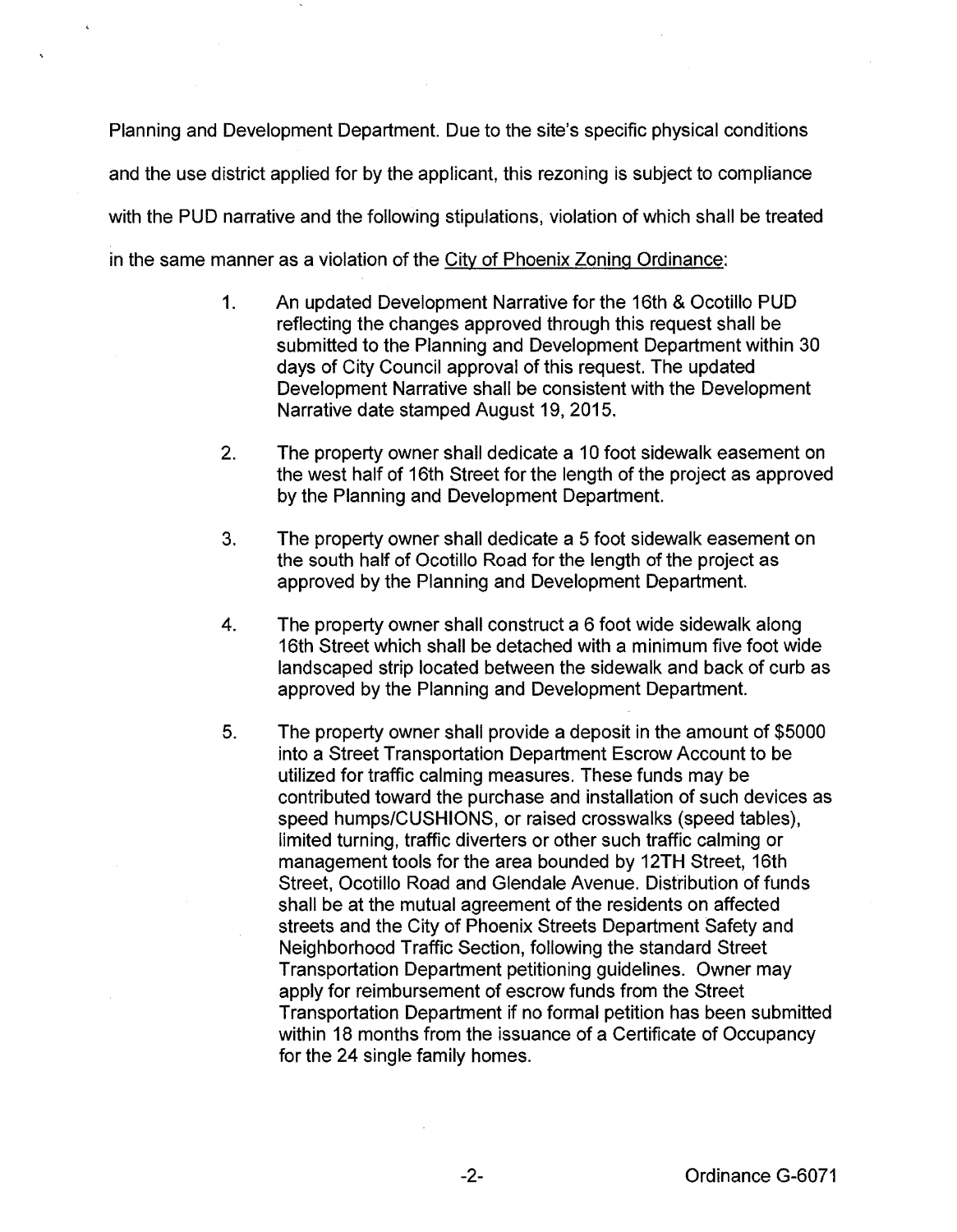Planning and Development Department. Due to the site's specific physical conditions and the use district applied for by the applicant, this rezoning is subject to compliance with the PUD narrative and the following stipulations, violation of which shall be treated in the same manner as a violation of the City of Phoenix Zoning Ordinance:

1. An updated Development Narrative for the 16th & Ocotillo PUD reflecting the changes approved through this request shall be submitted to the Planning and Development Department within 30 days of City Council approval of this request. The updated Development Narrative shall be consistent with the Development Narrative date stamped August 19, 2015.

2. The property owner shall dedicate a 10 foot sidewalk easement on the west half of 16th Street for the length of the project as approved by the Planning and Development Department.

3. The property owner shall dedicate a 5 foot sidewalk easement on the south half of Ocotillo Road for the length of the project as approved by the Planning and Development Department.

4. The property owner shall construct a 6 foot wide sidewalk along 16th Street which shall be detached with a minimum five foot wide landscaped strip located between the sidewalk and back of curb as approved by the Planning and Development Department.

5. The property owner shall provide a deposit in the amount of $5000 into a Street Transportation Department Escrow Account to be utilized for traffic calming measures. These funds may be contributed toward the purchase and installation of such devices as speed humps/CUSHIONS, or raised crosswalks (speed tables), limited turning, traffic diverters or other such traffic calming or management tools for the area bounded by 12TH Street, 16th Street, Ocotillo Road and Glendale Avenue. Distribution of funds shall be at the mutual agreement of the residents on affected streets and the City of Phoenix Streets Department Safety and Neighborhood Traffic Section, following the standard Street Transportation Department petitioning guidelines. Owner may apply for reimbursement of escrow funds from the Street Transportation Department if no formal petition has been submitted within 18 months from the issuance of a Certificate of Occupancy for the 24 single family homes.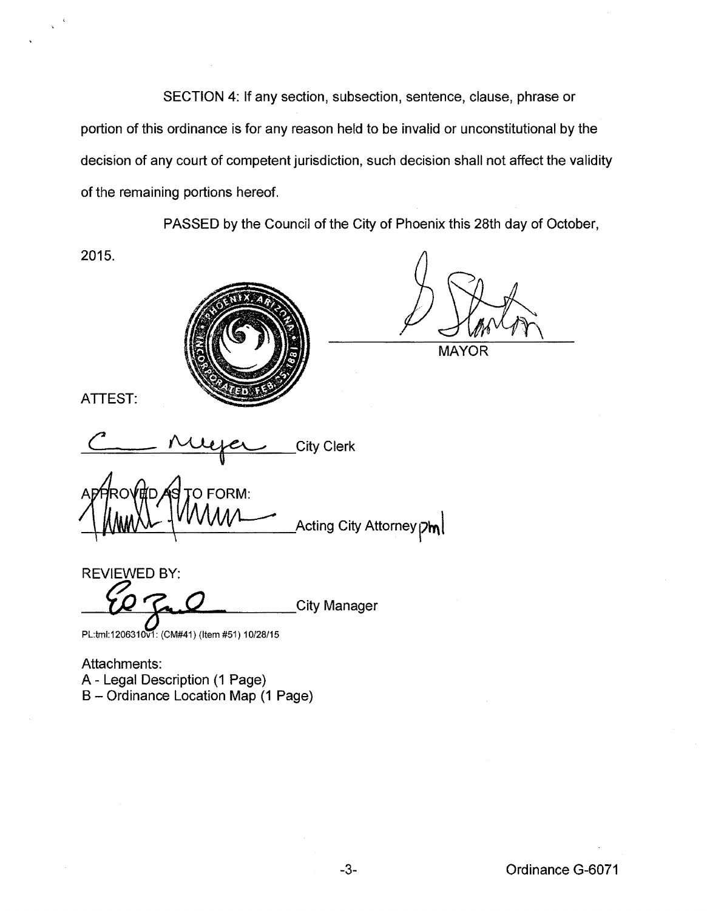SECTION 4: If any section, subsection, sentence, clause, phrase or portion of this ordinance is for any reason held to be invalid or unconstitutional by the decision of any court of competent jurisdiction, such decision shall not affect the validity of the remaining portions hereof.

PASSED by the Council of the City of Phoenix this 28th day of October, 2015.

MAYOR

ATTEST:

City Clerk

APPROVED AS TO FORM:

Acting City Attorney pml

REVIEWED BY:

City Manager

PL:tml:1206310v1: (CM#41) (Item #51) 10/28/15

Attachments:
A - Legal Description (1 Page)
B – Ordinance Location Map (1 Page)

Ordinance G-6071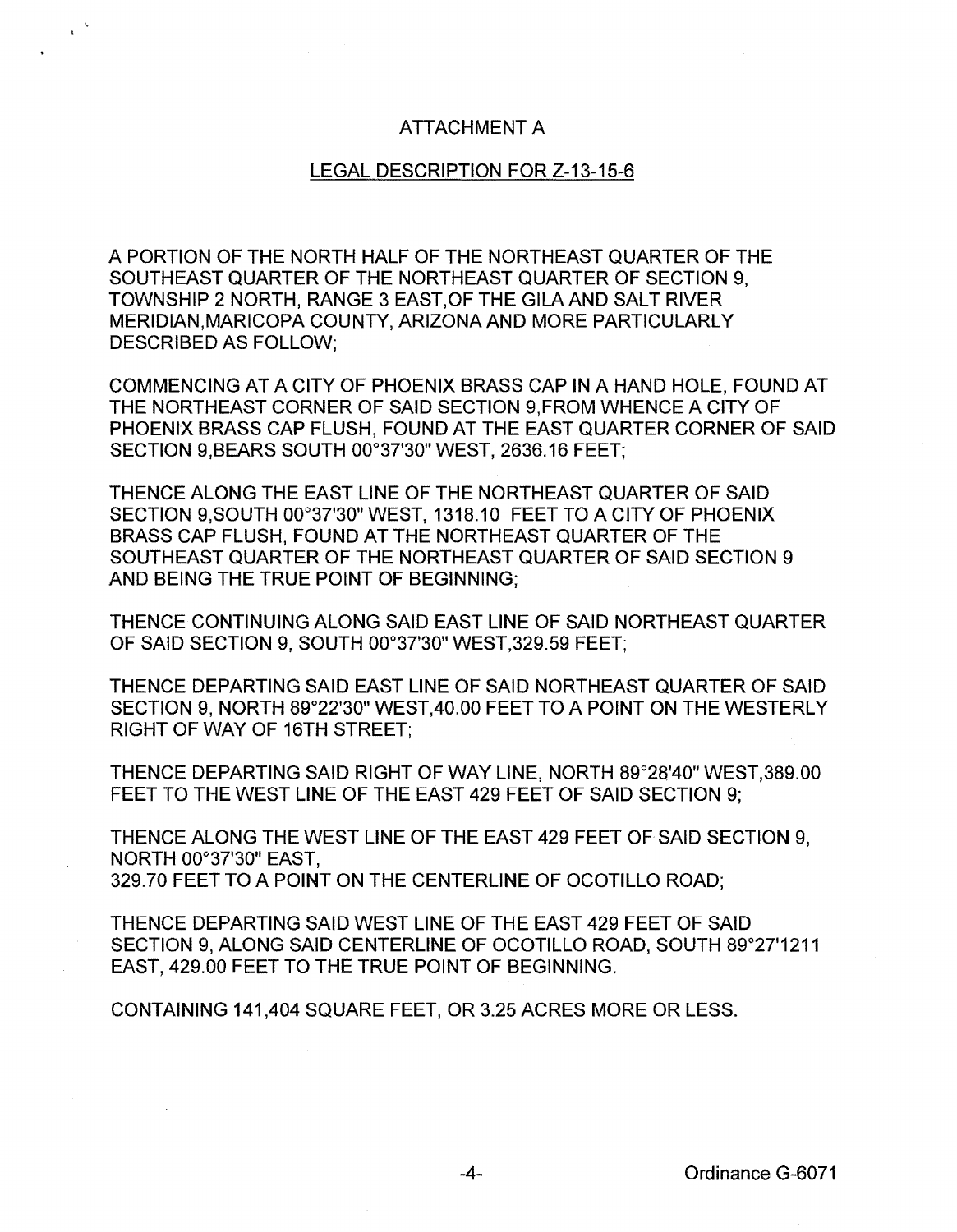# ATTACHMENT A

## LEGAL DESCRIPTION FOR Z-13-15-6

A PORTION OF THE NORTH HALF OF THE NORTHEAST QUARTER OF THE SOUTHEAST QUARTER OF THE NORTHEAST QUARTER OF SECTION 9, TOWNSHIP 2 NORTH, RANGE 3 EAST,OF THE GILA AND SALT RIVER MERIDIAN,MARICOPA COUNTY, ARIZONA AND MORE PARTICULARLY DESCRIBED AS FOLLOW;

COMMENCING AT A CITY OF PHOENIX BRASS CAP IN A HAND HOLE, FOUND AT THE NORTHEAST CORNER OF SAID SECTION 9,FROM WHENCE A CITY OF PHOENIX BRASS CAP FLUSH, FOUND AT THE EAST QUARTER CORNER OF SAID SECTION 9,BEARS SOUTH 00°37'30" WEST, 2636.16 FEET;

THENCE ALONG THE EAST LINE OF THE NORTHEAST QUARTER OF SAID SECTION 9,SOUTH 00°37'30" WEST, 1318.10 FEET TO A CITY OF PHOENIX BRASS CAP FLUSH, FOUND AT THE NORTHEAST QUARTER OF THE SOUTHEAST QUARTER OF THE NORTHEAST QUARTER OF SAID SECTION 9 AND BEING THE TRUE POINT OF BEGINNING;

THENCE CONTINUING ALONG SAID EAST LINE OF SAID NORTHEAST QUARTER OF SAID SECTION 9, SOUTH 00°37'30" WEST,329.59 FEET;

THENCE DEPARTING SAID EAST LINE OF SAID NORTHEAST QUARTER OF SAID SECTION 9, NORTH 89°22'30" WEST,40.00 FEET TO A POINT ON THE WESTERLY RIGHT OF WAY OF 16TH STREET;

THENCE DEPARTING SAID RIGHT OF WAY LINE, NORTH 89°28'40" WEST,389.00 FEET TO THE WEST LINE OF THE EAST 429 FEET OF SAID SECTION 9;

THENCE ALONG THE WEST LINE OF THE EAST 429 FEET OF SAID SECTION 9, NORTH 00°37'30" EAST,
329.70 FEET TO A POINT ON THE CENTERLINE OF OCOTILLO ROAD;

THENCE DEPARTING SAID WEST LINE OF THE EAST 429 FEET OF SAID SECTION 9, ALONG SAID CENTERLINE OF OCOTILLO ROAD, SOUTH 89°27'1211 EAST, 429.00 FEET TO THE TRUE POINT OF BEGINNING.

CONTAINING 141,404 SQUARE FEET, OR 3.25 ACRES MORE OR LESS.

Ordinance G-6071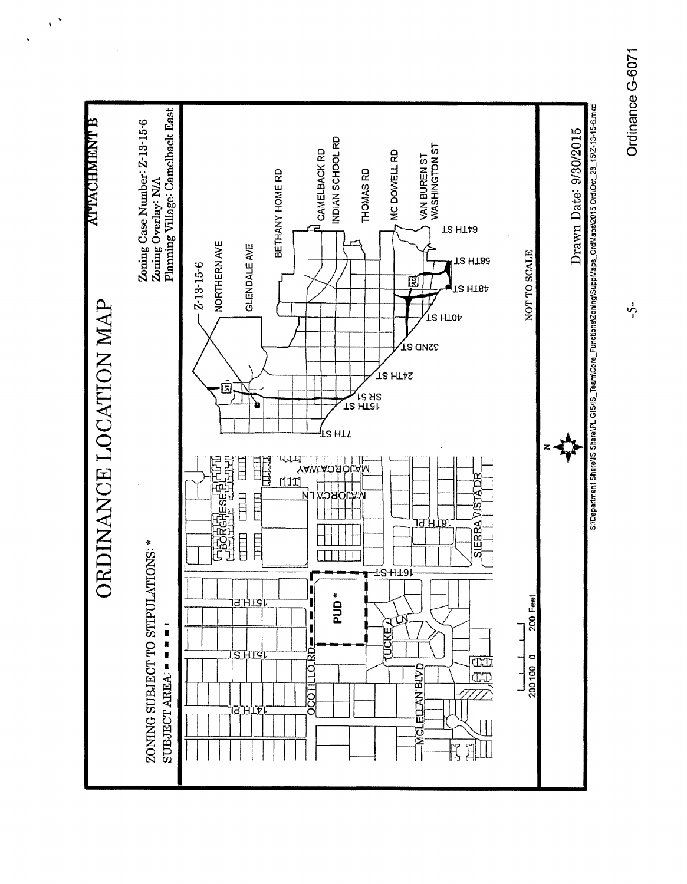# ATTACHMENT B

# ORDINANCE LOCATION MAP

ZONING SUBJECT TO STIPULATIONS: *

SUBJECT AREA: ■ ■ ■ ■ ■

Zoning Case Number: Z-13-15-6

Zoning Overlay: N/A

Planning Village: Camelback East

PUD *

OCOTILLO RD

16TH ST

15TH PL

15TH ST

14TH PL

MCLELLAN BLVD

TUCKEY LN

BORGHESE PL

MAJORCA LN

MAJORCA WAY

16TH PL

SIERRA VISTA DR

200 100 0 200 Feet

Z-13-15-6

NORTHERN AVE

GLENDALE AVE

BETHANY HOME RD

CAMELBACK RD

INDIAN SCHOOL RD

THOMAS RD

MC DOWELL RD

VAN BUREN ST

WASHINGTON ST

7TH ST

16TH ST

SR 51

24TH ST

32ND ST

40TH ST

48TH ST

56TH ST

64TH ST

51

202

NOT TO SCALE

N

Drawn Date: 9/30/2015

S:\Department Share\IS Share\PL GIS\IS_Team\Core_Functions\Zoning\SuppMaps_OrdMaps\2015 Ord\Oct_28_15\Z-13-15-6.mxd

Ordinance G-6071